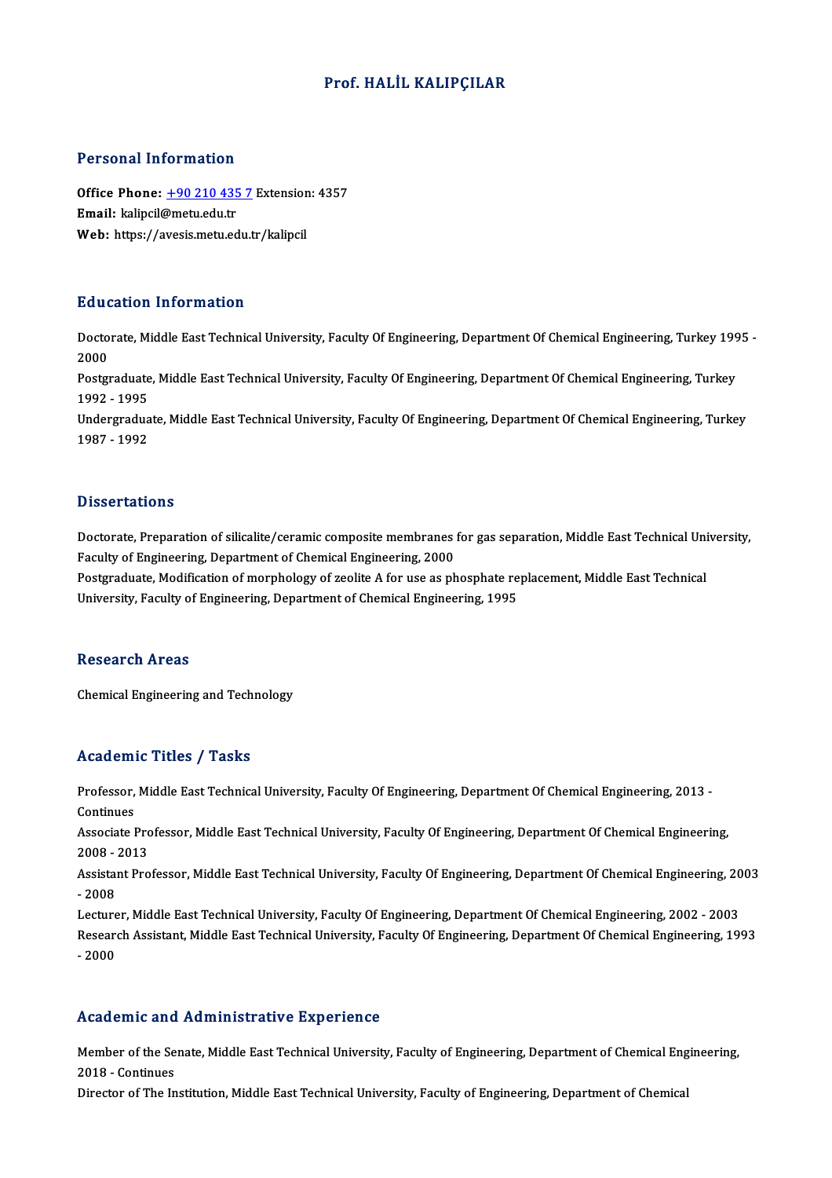# Prof. HALİL KALIPÇILAR

## Personal Information

**Office Phone:** +90 210 435 7 Extension: 4357
**Email:** kalipcil@metu.edu.tr
**Web:** https://avesis.metu.edu.tr/kalipcil

## Education Information

Doctorate, Middle East Technical University, Faculty Of Engineering, Department Of Chemical Engineering, Turkey 1995 - 2000
Postgraduate, Middle East Technical University, Faculty Of Engineering, Department Of Chemical Engineering, Turkey 1992 - 1995
Undergraduate, Middle East Technical University, Faculty Of Engineering, Department Of Chemical Engineering, Turkey 1987 - 1992

## Dissertations

Doctorate, Preparation of silicalite/ceramic composite membranes for gas separation, Middle East Technical University, Faculty of Engineering, Department of Chemical Engineering, 2000
Postgraduate, Modification of morphology of zeolite A for use as phosphate replacement, Middle East Technical University, Faculty of Engineering, Department of Chemical Engineering, 1995

## Research Areas

Chemical Engineering and Technology

## Academic Titles / Tasks

Professor, Middle East Technical University, Faculty Of Engineering, Department Of Chemical Engineering, 2013 - Continues
Associate Professor, Middle East Technical University, Faculty Of Engineering, Department Of Chemical Engineering, 2008 - 2013
Assistant Professor, Middle East Technical University, Faculty Of Engineering, Department Of Chemical Engineering, 2003 - 2008
Lecturer, Middle East Technical University, Faculty Of Engineering, Department Of Chemical Engineering, 2002 - 2003
Research Assistant, Middle East Technical University, Faculty Of Engineering, Department Of Chemical Engineering, 1993 - 2000

## Academic and Administrative Experience

Member of the Senate, Middle East Technical University, Faculty of Engineering, Department of Chemical Engineering, 2018 - Continues
Director of The Institution, Middle East Technical University, Faculty of Engineering, Department of Chemical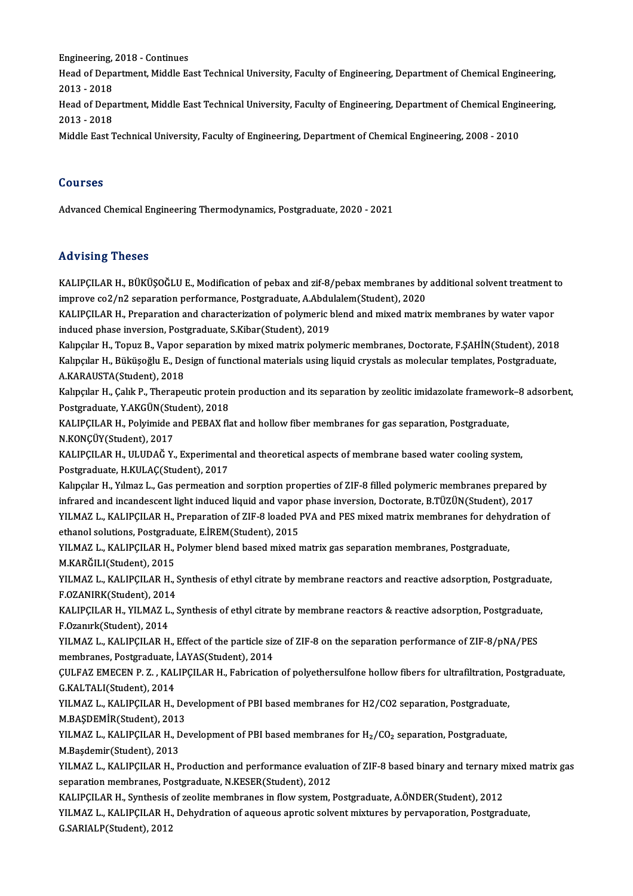Engineering, 2018 - Continues

Head of Department, Middle East Technical University, Faculty of Engineering, Department of Chemical Engineering, 2013 - 2018

Head of Department, Middle East Technical University, Faculty of Engineering, Department of Chemical Engineering, 2013 - 2018

Middle East Technical University, Faculty of Engineering, Department of Chemical Engineering, 2008 - 2010

## Courses

Advanced Chemical Engineering Thermodynamics, Postgraduate, 2020 - 2021

## Advising Theses

KALIPÇILAR H., BÜKÜŞOĞLU E., Modification of pebax and zif-8/pebax membranes by additional solvent treatment to improve co2/n2 separation performance, Postgraduate, A.Abdulalem(Student), 2020

KALIPÇILAR H., Preparation and characterization of polymeric blend and mixed matrix membranes by water vapor induced phase inversion, Postgraduate, S.Kibar(Student), 2019

Kalıpçılar H., Topuz B., Vapor separation by mixed matrix polymeric membranes, Doctorate, F.ŞAHİN(Student), 2018

Kalıpçılar H., Büküşoğlu E., Design of functional materials using liquid crystals as molecular templates, Postgraduate, A.KARAUSTA(Student), 2018

Kalıpçılar H., Çalık P., Therapeutic protein production and its separation by zeolitic imidazolate framework–8 adsorbent, Postgraduate, Y.AKGÜN(Student), 2018

KALIPÇILAR H., Polyimide and PEBAX flat and hollow fiber membranes for gas separation, Postgraduate, N.KONÇÜY(Student), 2017

KALIPÇILAR H., ULUDAĞ Y., Experimental and theoretical aspects of membrane based water cooling system, Postgraduate, H.KULAÇ(Student), 2017

Kalıpçılar H., Yılmaz L., Gas permeation and sorption properties of ZIF-8 filled polymeric membranes prepared by infrared and incandescent light induced liquid and vapor phase inversion, Doctorate, B.TÜZÜN(Student), 2017

YILMAZ L., KALIPÇILAR H., Preparation of ZIF-8 loaded PVA and PES mixed matrix membranes for dehydration of ethanol solutions, Postgraduate, E.İREM(Student), 2015

YILMAZ L., KALIPÇILAR H., Polymer blend based mixed matrix gas separation membranes, Postgraduate, M.KARĞILI(Student), 2015

YILMAZ L., KALIPÇILAR H., Synthesis of ethyl citrate by membrane reactors and reactive adsorption, Postgraduate, F.OZANIRK(Student), 2014

KALIPÇILAR H., YILMAZ L., Synthesis of ethyl citrate by membrane reactors & reactive adsorption, Postgraduate, F.Ozanırk(Student), 2014

YILMAZ L., KALIPÇILAR H., Effect of the particle size of ZIF-8 on the separation performance of ZIF-8/pNA/PES membranes, Postgraduate, İ.AYAS(Student), 2014

ÇULFAZ EMECEN P. Z. , KALIPÇILAR H., Fabrication of polyethersulfone hollow fibers for ultrafiltration, Postgraduate, G.KALTALI(Student), 2014

YILMAZ L., KALIPÇILAR H., Development of PBI based membranes for H2/CO2 separation, Postgraduate, M.BAŞDEMİR(Student), 2013

YILMAZ L., KALIPÇILAR H., Development of PBI based membranes for $H_2/CO_2$ separation, Postgraduate, M.Başdemir(Student), 2013

YILMAZ L., KALIPÇILAR H., Production and performance evaluation of ZIF-8 based binary and ternary mixed matrix gas separation membranes, Postgraduate, N.KESER(Student), 2012

KALIPÇILAR H., Synthesis of zeolite membranes in flow system, Postgraduate, A.ÖNDER(Student), 2012

YILMAZ L., KALIPÇILAR H., Dehydration of aqueous aprotic solvent mixtures by pervaporation, Postgraduate, G.SARIALP(Student), 2012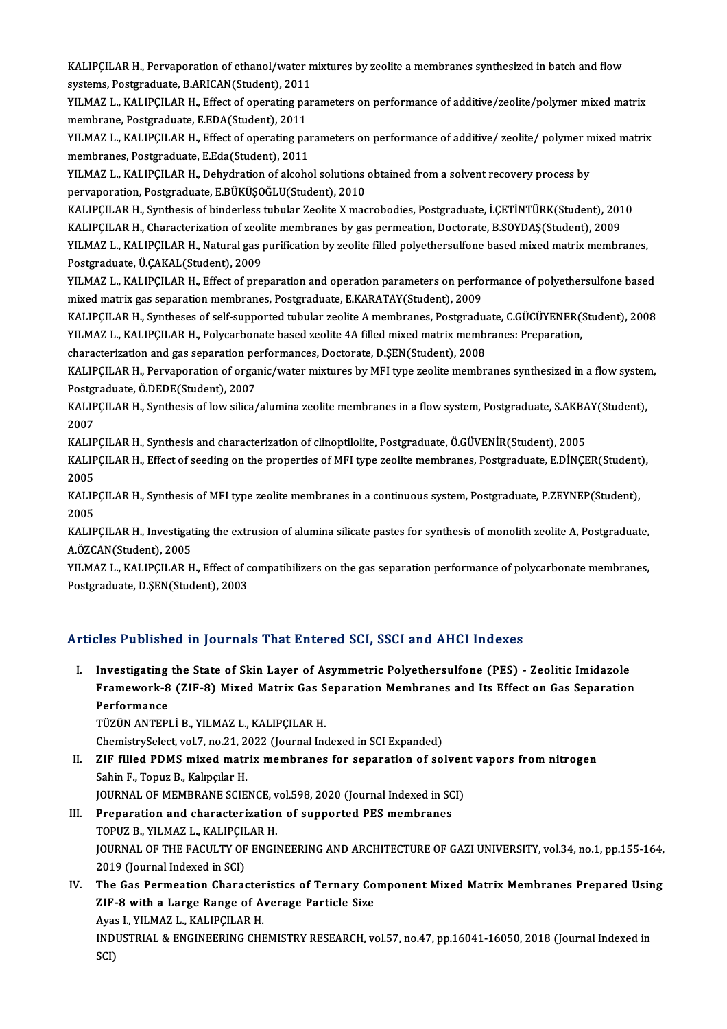KALIPÇILAR H., Pervaporation of ethanol/water mixtures by zeolite a membranes synthesized in batch and flow systems, Postgraduate, B.ARICAN(Student), 2011

YILMAZ L., KALIPÇILAR H., Effect of operating parameters on performance of additive/zeolite/polymer mixed matrix membrane, Postgraduate, E.EDA(Student), 2011

YILMAZ L., KALIPÇILAR H., Effect of operating parameters on performance of additive/ zeolite/ polymer mixed matrix membranes, Postgraduate, E.Eda(Student), 2011

YILMAZ L., KALIPÇILAR H., Dehydration of alcohol solutions obtained from a solvent recovery process by pervaporation, Postgraduate, E.BÜKÜŞOĞLU(Student), 2010

KALIPÇILAR H., Synthesis of binderless tubular Zeolite X macrobodies, Postgraduate, İ.ÇETİNTÜRK(Student), 2010

KALIPÇILAR H., Characterization of zeolite membranes by gas permeation, Doctorate, B.SOYDAŞ(Student), 2009

YILMAZ L., KALIPÇILAR H., Natural gas purification by zeolite filled polyethersulfone based mixed matrix membranes, Postgraduate, Ü.ÇAKAL(Student), 2009

YILMAZ L., KALIPÇILAR H., Effect of preparation and operation parameters on performance of polyethersulfone based mixed matrix gas separation membranes, Postgraduate, E.KARATAY(Student), 2009

KALIPÇILAR H., Syntheses of self-supported tubular zeolite A membranes, Postgraduate, C.GÜCÜYENER(Student), 2008

YILMAZ L., KALIPÇILAR H., Polycarbonate based zeolite 4A filled mixed matrix membranes: Preparation, characterization and gas separation performances, Doctorate, D.ŞEN(Student), 2008

KALIPÇILAR H., Pervaporation of organic/water mixtures by MFI type zeolite membranes synthesized in a flow system, Postgraduate, Ö.DEDE(Student), 2007

KALIPÇILAR H., Synthesis of low silica/alumina zeolite membranes in a flow system, Postgraduate, S.AKBAY(Student), 2007

KALIPÇILAR H., Synthesis and characterization of clinoptilolite, Postgraduate, Ö.GÜVENİR(Student), 2005

KALIPÇILAR H., Effect of seeding on the properties of MFI type zeolite membranes, Postgraduate, E.DİNÇER(Student), 2005

KALIPÇILAR H., Synthesis of MFI type zeolite membranes in a continuous system, Postgraduate, P.ZEYNEP(Student), 2005

KALIPÇILAR H., Investigating the extrusion of alumina silicate pastes for synthesis of monolith zeolite A, Postgraduate, A.ÖZCAN(Student), 2005

YILMAZ L., KALIPÇILAR H., Effect of compatibilizers on the gas separation performance of polycarbonate membranes, Postgraduate, D.ŞEN(Student), 2003

## Articles Published in Journals That Entered SCI, SSCI and AHCI Indexes

I. **Investigating the State of Skin Layer of Asymmetric Polyethersulfone (PES) - Zeolitic Imidazole Framework-8 (ZIF-8) Mixed Matrix Gas Separation Membranes and Its Effect on Gas Separation Performance**
TÜZÜN ANTEPLİ B., YILMAZ L., KALIPÇILAR H.
ChemistrySelect, vol.7, no.21, 2022 (Journal Indexed in SCI Expanded)

II. **ZIF filled PDMS mixed matrix membranes for separation of solvent vapors from nitrogen**
Sahin F., Topuz B., Kalıpçılar H.
JOURNAL OF MEMBRANE SCIENCE, vol.598, 2020 (Journal Indexed in SCI)

III. **Preparation and characterization of supported PES membranes**
TOPUZ B., YILMAZ L., KALIPÇILAR H.
JOURNAL OF THE FACULTY OF ENGINEERING AND ARCHITECTURE OF GAZI UNIVERSITY, vol.34, no.1, pp.155-164, 2019 (Journal Indexed in SCI)

IV. **The Gas Permeation Characteristics of Ternary Component Mixed Matrix Membranes Prepared Using ZIF-8 with a Large Range of Average Particle Size**
Ayas I., YILMAZ L., KALIPÇILAR H.
INDUSTRIAL & ENGINEERING CHEMISTRY RESEARCH, vol.57, no.47, pp.16041-16050, 2018 (Journal Indexed in SCI)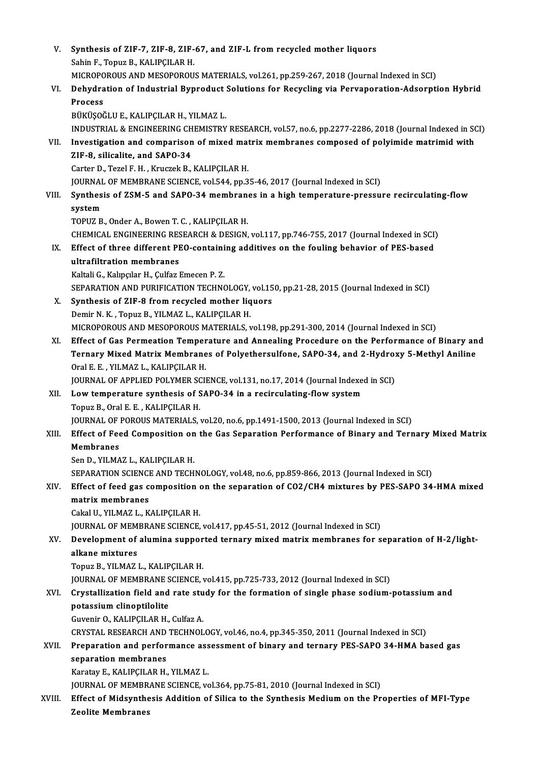V. **Synthesis of ZIF-7, ZIF-8, ZIF-67, and ZIF-L from recycled mother liquors**
Sahin F., Topuz B., KALIPÇILAR H.
MICROPOROUS AND MESOPOROUS MATERIALS, vol.261, pp.259-267, 2018 (Journal Indexed in SCI)

VI. **Dehydration of Industrial Byproduct Solutions for Recycling via Pervaporation-Adsorption Hybrid Process**
BÜKÜŞOĞLU E., KALIPÇILAR H., YILMAZ L.
INDUSTRIAL & ENGINEERING CHEMISTRY RESEARCH, vol.57, no.6, pp.2277-2286, 2018 (Journal Indexed in SCI)

VII. **Investigation and comparison of mixed matrix membranes composed of polyimide matrimid with ZIF-8, silicalite, and SAPO-34**
Carter D., Tezel F. H. , Kruczek B., KALIPÇILAR H.
JOURNAL OF MEMBRANE SCIENCE, vol.544, pp.35-46, 2017 (Journal Indexed in SCI)

VIII. **Synthesis of ZSM-5 and SAPO-34 membranes in a high temperature-pressure recirculating-flow system**
TOPUZ B., Onder A., Bowen T. C. , KALIPÇILAR H.
CHEMICAL ENGINEERING RESEARCH & DESIGN, vol.117, pp.746-755, 2017 (Journal Indexed in SCI)

IX. **Effect of three different PEO-containing additives on the fouling behavior of PES-based ultrafiltration membranes**
Kaltali G., Kalıpçılar H., Çulfaz Emecen P. Z.
SEPARATION AND PURIFICATION TECHNOLOGY, vol.150, pp.21-28, 2015 (Journal Indexed in SCI)

X. **Synthesis of ZIF-8 from recycled mother liquors**
Demir N. K. , Topuz B., YILMAZ L., KALIPÇILAR H.
MICROPOROUS AND MESOPOROUS MATERIALS, vol.198, pp.291-300, 2014 (Journal Indexed in SCI)

XI. **Effect of Gas Permeation Temperature and Annealing Procedure on the Performance of Binary and Ternary Mixed Matrix Membranes of Polyethersulfone, SAPO-34, and 2-Hydroxy 5-Methyl Aniline**
Oral E. E. , YILMAZ L., KALIPÇILAR H.
JOURNAL OF APPLIED POLYMER SCIENCE, vol.131, no.17, 2014 (Journal Indexed in SCI)

XII. **Low temperature synthesis of SAPO-34 in a recirculating-flow system**
Topuz B., Oral E. E. , KALIPÇILAR H.
JOURNAL OF POROUS MATERIALS, vol.20, no.6, pp.1491-1500, 2013 (Journal Indexed in SCI)

XIII. **Effect of Feed Composition on the Gas Separation Performance of Binary and Ternary Mixed Matrix Membranes**
Sen D., YILMAZ L., KALIPÇILAR H.
SEPARATION SCIENCE AND TECHNOLOGY, vol.48, no.6, pp.859-866, 2013 (Journal Indexed in SCI)

XIV. **Effect of feed gas composition on the separation of CO2/CH4 mixtures by PES-SAPO 34-HMA mixed matrix membranes**
Cakal U., YILMAZ L., KALIPÇILAR H.
JOURNAL OF MEMBRANE SCIENCE, vol.417, pp.45-51, 2012 (Journal Indexed in SCI)

XV. **Development of alumina supported ternary mixed matrix membranes for separation of H-2/light-alkane mixtures**
Topuz B., YILMAZ L., KALIPÇILAR H.
JOURNAL OF MEMBRANE SCIENCE, vol.415, pp.725-733, 2012 (Journal Indexed in SCI)

XVI. **Crystallization field and rate study for the formation of single phase sodium-potassium and potassium clinoptilolite**
Guvenir O., KALIPÇILAR H., Culfaz A.
CRYSTAL RESEARCH AND TECHNOLOGY, vol.46, no.4, pp.345-350, 2011 (Journal Indexed in SCI)

XVII. **Preparation and performance assessment of binary and ternary PES-SAPO 34-HMA based gas separation membranes**
Karatay E., KALIPÇILAR H., YILMAZ L.
JOURNAL OF MEMBRANE SCIENCE, vol.364, pp.75-81, 2010 (Journal Indexed in SCI)

XVIII. **Effect of Midsynthesis Addition of Silica to the Synthesis Medium on the Properties of MFI-Type Zeolite Membranes**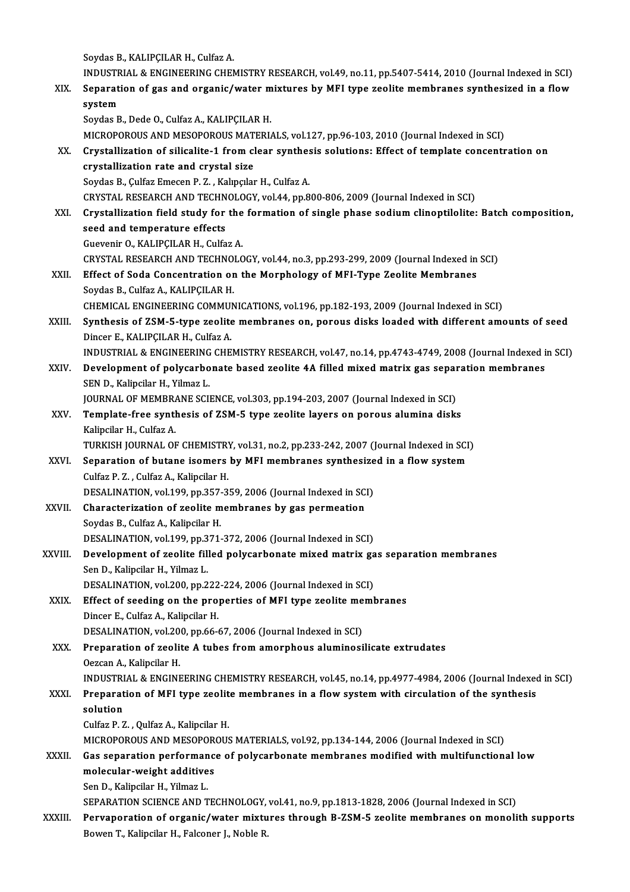Soydas B., KALIPÇILAR H., Culfaz A.
INDUSTRIAL & ENGINEERING CHEMISTRY RESEARCH, vol.49, no.11, pp.5407-5414, 2010 (Journal Indexed in SCI)

XIX. **Separation of gas and organic/water mixtures by MFI type zeolite membranes synthesized in a flow system**
Soydas B., Dede O., Culfaz A., KALIPÇILAR H.
MICROPOROUS AND MESOPOROUS MATERIALS, vol.127, pp.96-103, 2010 (Journal Indexed in SCI)

XX. **Crystallization of silicalite-1 from clear synthesis solutions: Effect of template concentration on crystallization rate and crystal size**
Soydas B., Çulfaz Emecen P. Z. , Kalıpçılar H., Culfaz A.
CRYSTAL RESEARCH AND TECHNOLOGY, vol.44, pp.800-806, 2009 (Journal Indexed in SCI)

XXI. **Crystallization field study for the formation of single phase sodium clinoptilolite: Batch composition, seed and temperature effects**
Guevenir O., KALIPÇILAR H., Culfaz A.
CRYSTAL RESEARCH AND TECHNOLOGY, vol.44, no.3, pp.293-299, 2009 (Journal Indexed in SCI)

XXII. **Effect of Soda Concentration on the Morphology of MFI-Type Zeolite Membranes**
Soydas B., Culfaz A., KALIPÇILAR H.
CHEMICAL ENGINEERING COMMUNICATIONS, vol.196, pp.182-193, 2009 (Journal Indexed in SCI)

XXIII. **Synthesis of ZSM-5-type zeolite membranes on, porous disks loaded with different amounts of seed**
Dincer E., KALIPÇILAR H., Culfaz A.
INDUSTRIAL & ENGINEERING CHEMISTRY RESEARCH, vol.47, no.14, pp.4743-4749, 2008 (Journal Indexed in SCI)

XXIV. **Development of polycarbonate based zeolite 4A filled mixed matrix gas separation membranes**
SEN D., Kalipcilar H., Yilmaz L.
JOURNAL OF MEMBRANE SCIENCE, vol.303, pp.194-203, 2007 (Journal Indexed in SCI)

XXV. **Template-free synthesis of ZSM-5 type zeolite layers on porous alumina disks**
Kalipcilar H., Culfaz A.
TURKISH JOURNAL OF CHEMISTRY, vol.31, no.2, pp.233-242, 2007 (Journal Indexed in SCI)

XXVI. **Separation of butane isomers by MFI membranes synthesized in a flow system**
Culfaz P. Z. , Culfaz A., Kalipcilar H.
DESALINATION, vol.199, pp.357-359, 2006 (Journal Indexed in SCI)

XXVII. **Characterization of zeolite membranes by gas permeation**
Soydas B., Culfaz A., Kalipcilar H.
DESALINATION, vol.199, pp.371-372, 2006 (Journal Indexed in SCI)

XXVIII. **Development of zeolite filled polycarbonate mixed matrix gas separation membranes**
Sen D., Kalipcilar H., Yilmaz L.
DESALINATION, vol.200, pp.222-224, 2006 (Journal Indexed in SCI)

XXIX. **Effect of seeding on the properties of MFI type zeolite membranes**
Dincer E., Culfaz A., Kalipcilar H.
DESALINATION, vol.200, pp.66-67, 2006 (Journal Indexed in SCI)

XXX. **Preparation of zeolite A tubes from amorphous aluminosilicate extrudates**
Oezcan A., Kalipcilar H.
INDUSTRIAL & ENGINEERING CHEMISTRY RESEARCH, vol.45, no.14, pp.4977-4984, 2006 (Journal Indexed in SCI)

XXXI. **Preparation of MFI type zeolite membranes in a flow system with circulation of the synthesis solution**
Culfaz P. Z. , Qulfaz A., Kalipcilar H.
MICROPOROUS AND MESOPOROUS MATERIALS, vol.92, pp.134-144, 2006 (Journal Indexed in SCI)

XXXII. **Gas separation performance of polycarbonate membranes modified with multifunctional low molecular-weight additives**
Sen D., Kalipcilar H., Yilmaz L.
SEPARATION SCIENCE AND TECHNOLOGY, vol.41, no.9, pp.1813-1828, 2006 (Journal Indexed in SCI)

XXXIII. **Pervaporation of organic/water mixtures through B-ZSM-5 zeolite membranes on monolith supports**
Bowen T., Kalipcilar H., Falconer J., Noble R.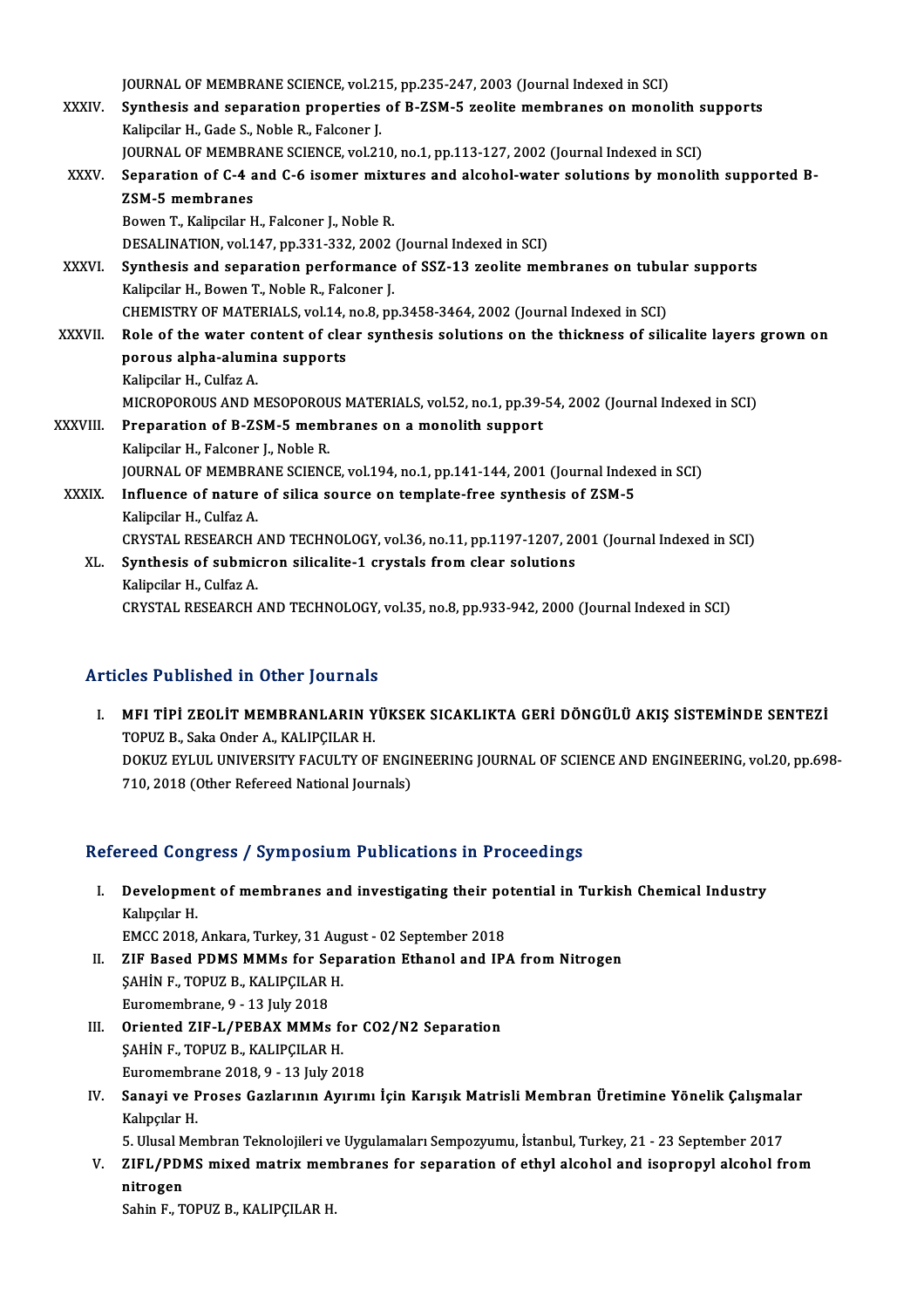JOURNAL OF MEMBRANE SCIENCE, vol.215, pp.235-247, 2003 (Journal Indexed in SCI)

XXXIV. **Synthesis and separation properties of B-ZSM-5 zeolite membranes on monolith supports**
Kalipcilar H., Gade S., Noble R., Falconer J.
JOURNAL OF MEMBRANE SCIENCE, vol.210, no.1, pp.113-127, 2002 (Journal Indexed in SCI)

XXXV. **Separation of C-4 and C-6 isomer mixtures and alcohol-water solutions by monolith supported B-ZSM-5 membranes**
Bowen T., Kalipcilar H., Falconer J., Noble R.
DESALINATION, vol.147, pp.331-332, 2002 (Journal Indexed in SCI)

XXXVI. **Synthesis and separation performance of SSZ-13 zeolite membranes on tubular supports**
Kalipcilar H., Bowen T., Noble R., Falconer J.
CHEMISTRY OF MATERIALS, vol.14, no.8, pp.3458-3464, 2002 (Journal Indexed in SCI)

XXXVII. **Role of the water content of clear synthesis solutions on the thickness of silicalite layers grown on porous alpha-alumina supports**
Kalipcilar H., Culfaz A.
MICROPOROUS AND MESOPOROUS MATERIALS, vol.52, no.1, pp.39-54, 2002 (Journal Indexed in SCI)

XXXVIII. **Preparation of B-ZSM-5 membranes on a monolith support**
Kalipcilar H., Falconer J., Noble R.
JOURNAL OF MEMBRANE SCIENCE, vol.194, no.1, pp.141-144, 2001 (Journal Indexed in SCI)

XXXIX. **Influence of nature of silica source on template-free synthesis of ZSM-5**
Kalipcilar H., Culfaz A.
CRYSTAL RESEARCH AND TECHNOLOGY, vol.36, no.11, pp.1197-1207, 2001 (Journal Indexed in SCI)

XL. **Synthesis of submicron silicalite-1 crystals from clear solutions**
Kalipcilar H., Culfaz A.
CRYSTAL RESEARCH AND TECHNOLOGY, vol.35, no.8, pp.933-942, 2000 (Journal Indexed in SCI)

## Articles Published in Other Journals

I. **MFI TİPİ ZEOLİT MEMBRANLARIN YÜKSEK SICAKLIKTA GERİ DÖNGÜLÜ AKIŞ SİSTEMİNDE SENTEZİ**
TOPUZ B., Saka Onder A., KALIPÇILAR H.
DOKUZ EYLUL UNIVERSITY FACULTY OF ENGINEERING JOURNAL OF SCIENCE AND ENGINEERING, vol.20, pp.698-710, 2018 (Other Refereed National Journals)

## Refereed Congress / Symposium Publications in Proceedings

I. **Development of membranes and investigating their potential in Turkish Chemical Industry**
Kalıpçılar H.
EMCC 2018, Ankara, Turkey, 31 August - 02 September 2018

II. **ZIF Based PDMS MMMs for Separation Ethanol and IPA from Nitrogen**
ŞAHİN F., TOPUZ B., KALIPÇILAR H.
Euromembrane, 9 - 13 July 2018

III. **Oriented ZIF-L/PEBAX MMMs for CO2/N2 Separation**
ŞAHİN F., TOPUZ B., KALIPÇILAR H.
Euromembrane 2018, 9 - 13 July 2018

IV. **Sanayi ve Proses Gazlarının Ayırımı İçin Karışık Matrisli Membran Üretimine Yönelik Çalışmalar**
Kalıpçılar H.
5. Ulusal Membran Teknolojileri ve Uygulamaları Sempozyumu, İstanbul, Turkey, 21 - 23 September 2017

V. **ZIFL/PDMS mixed matrix membranes for separation of ethyl alcohol and isopropyl alcohol from nitrogen**
Sahin F., TOPUZ B., KALIPÇILAR H.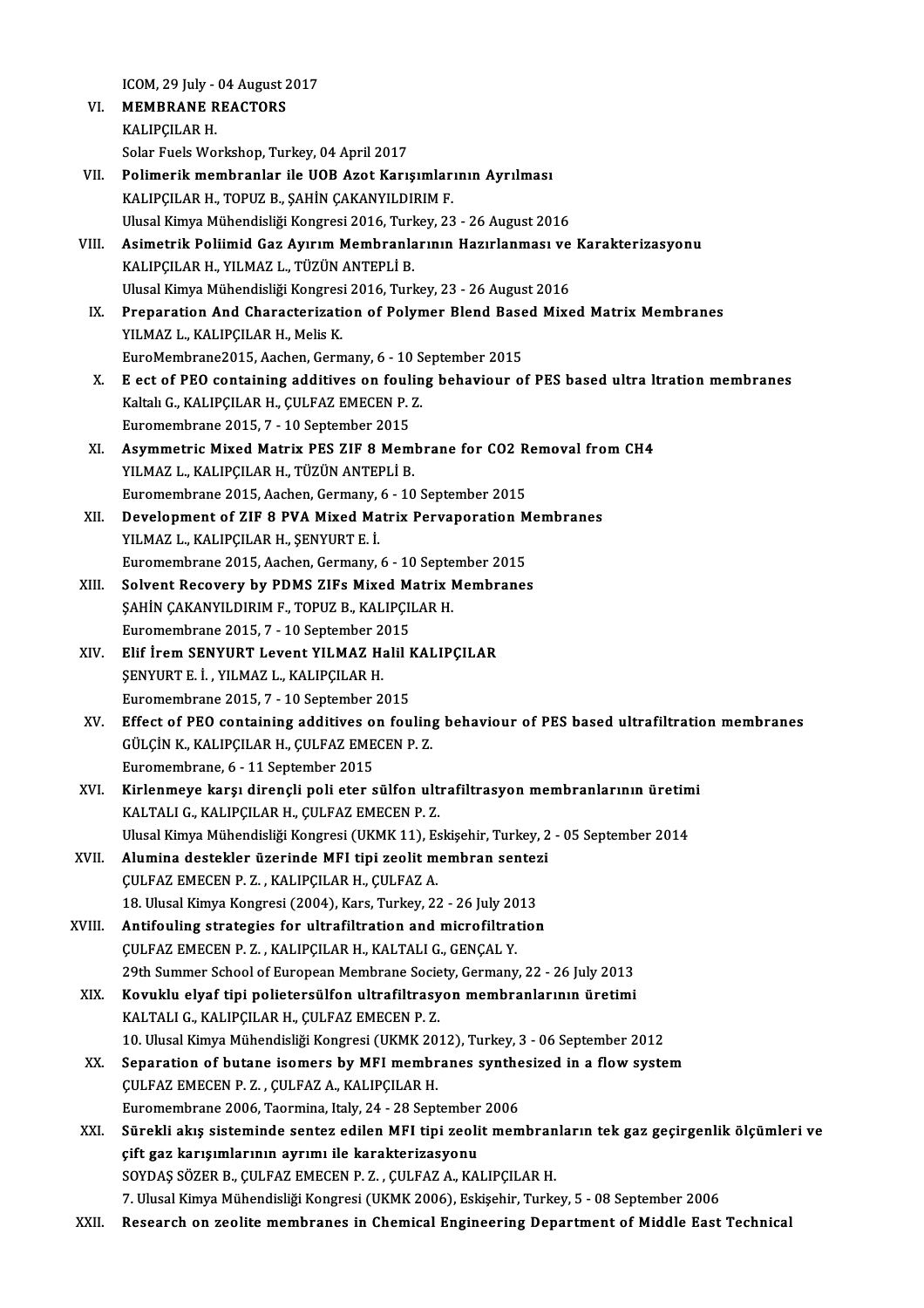ICOM, 29 July - 04 August 2017

VI. **MEMBRANE REACTORS**
KALIPÇILAR H.
Solar Fuels Workshop, Turkey, 04 April 2017

VII. **Polimerik membranlar ile UOB Azot Karışımlarının Ayrılması**
KALIPÇILAR H., TOPUZ B., ŞAHİN ÇAKANYILDIRIM F.
Ulusal Kimya Mühendisliği Kongresi 2016, Turkey, 23 - 26 August 2016

VIII. **Asimetrik Poliimid Gaz Ayırım Membranlarının Hazırlanması ve Karakterizasyonu**
KALIPÇILAR H., YILMAZ L., TÜZÜN ANTEPLİ B.
Ulusal Kimya Mühendisliği Kongresi 2016, Turkey, 23 - 26 August 2016

IX. **Preparation And Characterization of Polymer Blend Based Mixed Matrix Membranes**
YILMAZ L., KALIPÇILAR H., Melis K.
EuroMembrane2015, Aachen, Germany, 6 - 10 September 2015

X. **E ect of PEO containing additives on fouling behaviour of PES based ultra ltration membranes**
Kaltalı G., KALIPÇILAR H., ÇULFAZ EMECEN P. Z.
Euromembrane 2015, 7 - 10 September 2015

XI. **Asymmetric Mixed Matrix PES ZIF 8 Membrane for CO2 Removal from CH4**
YILMAZ L., KALIPÇILAR H., TÜZÜN ANTEPLİ B.
Euromembrane 2015, Aachen, Germany, 6 - 10 September 2015

XII. **Development of ZIF 8 PVA Mixed Matrix Pervaporation Membranes**
YILMAZ L., KALIPÇILAR H., ŞENYURT E. İ.
Euromembrane 2015, Aachen, Germany, 6 - 10 September 2015

XIII. **Solvent Recovery by PDMS ZIFs Mixed Matrix Membranes**
ŞAHİN ÇAKANYILDIRIM F., TOPUZ B., KALIPÇILAR H.
Euromembrane 2015, 7 - 10 September 2015

XIV. **Elif İrem SENYURT Levent YILMAZ Halil KALIPÇILAR**
ŞENYURT E. İ. , YILMAZ L., KALIPÇILAR H.
Euromembrane 2015, 7 - 10 September 2015

XV. **Effect of PEO containing additives on fouling behaviour of PES based ultrafiltration membranes**
GÜLÇİN K., KALIPÇILAR H., ÇULFAZ EMECEN P. Z.
Euromembrane, 6 - 11 September 2015

XVI. **Kirlenmeye karşı dirençli poli eter sülfon ultrafiltrasyon membranlarının üretimi**
KALTALI G., KALIPÇILAR H., ÇULFAZ EMECEN P. Z.
Ulusal Kimya Mühendisliği Kongresi (UKMK 11), Eskişehir, Turkey, 2 - 05 September 2014

XVII. **Alumina destekler üzerinde MFI tipi zeolit membran sentezi**
ÇULFAZ EMECEN P. Z. , KALIPÇILAR H., ÇULFAZ A.
18. Ulusal Kimya Kongresi (2004), Kars, Turkey, 22 - 26 July 2013

XVIII. **Antifouling strategies for ultrafiltration and microfiltration**
ÇULFAZ EMECEN P. Z. , KALIPÇILAR H., KALTALI G., GENÇAL Y.
29th Summer School of European Membrane Society, Germany, 22 - 26 July 2013

XIX. **Kovuklu elyaf tipi polietersülfon ultrafiltrasyon membranlarının üretimi**
KALTALI G., KALIPÇILAR H., ÇULFAZ EMECEN P. Z.
10. Ulusal Kimya Mühendisliği Kongresi (UKMK 2012), Turkey, 3 - 06 September 2012

XX. **Separation of butane isomers by MFI membranes synthesized in a flow system**
ÇULFAZ EMECEN P. Z. , ÇULFAZ A., KALIPÇILAR H.
Euromembrane 2006, Taormina, Italy, 24 - 28 September 2006

XXI. **Sürekli akış sisteminde sentez edilen MFI tipi zeolit membranların tek gaz geçirgenlik ölçümleri ve çift gaz karışımlarının ayrımı ile karakterizasyonu**
SOYDAŞ SÖZER B., ÇULFAZ EMECEN P. Z. , ÇULFAZ A., KALIPÇILAR H.
7. Ulusal Kimya Mühendisliği Kongresi (UKMK 2006), Eskişehir, Turkey, 5 - 08 September 2006

XXII. **Research on zeolite membranes in Chemical Engineering Department of Middle East Technical**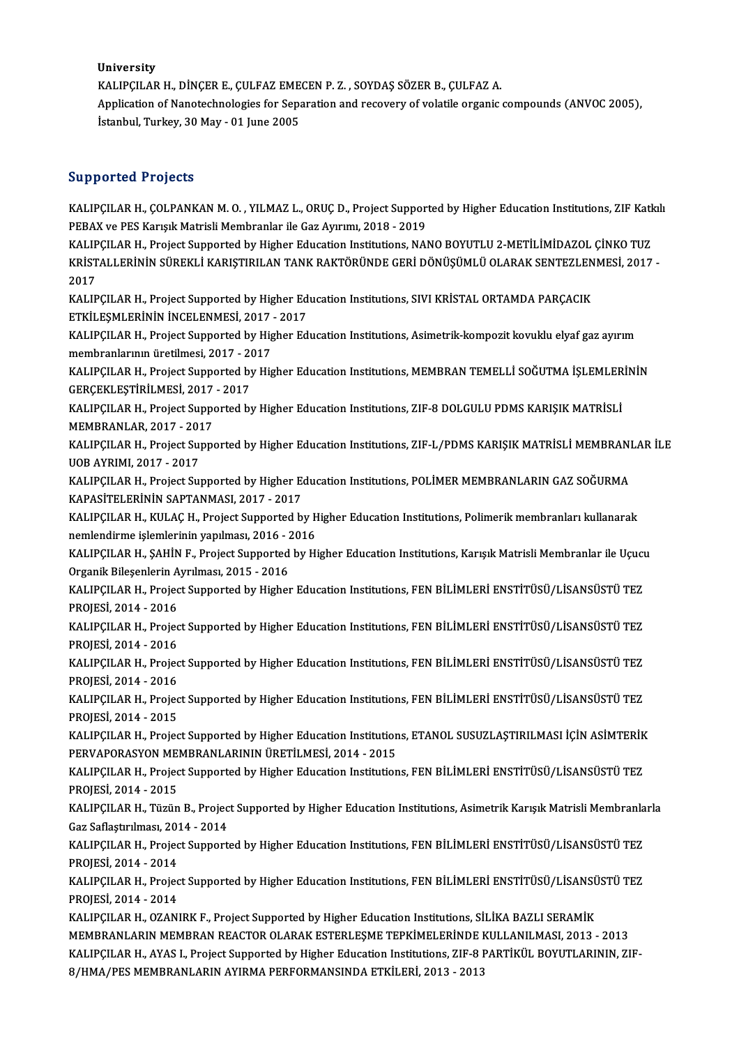University
KALIPÇILAR H., DİNÇER E., ÇULFAZ EMECEN P. Z. , SOYDAŞ SÖZER B., ÇULFAZ A.
Application of Nanotechnologies for Separation and recovery of volatile organic compounds (ANVOC 2005), İstanbul, Turkey, 30 May - 01 June 2005

## Supported Projects

KALIPÇILAR H., ÇOLPANKAN M. O. , YILMAZ L., ORUÇ D., Project Supported by Higher Education Institutions, ZIF Katkılı PEBAX ve PES Karışık Matrisli Membranlar ile Gaz Ayırımı, 2018 - 2019

KALIPÇILAR H., Project Supported by Higher Education Institutions, NANO BOYUTLU 2-METİLİMİDAZOL ÇİNKO TUZ KRİSTALLERİNİN SÜREKLİ KARIŞTIRILAN TANK RAKTÖRÜNDE GERİ DÖNÜŞÜMLÜ OLARAK SENTEZLENMESİ, 2017 - 2017

KALIPÇILAR H., Project Supported by Higher Education Institutions, SIVI KRİSTAL ORTAMDA PARÇACIK ETKİLEŞMLERİNİN İNCELENMESİ, 2017 - 2017

KALIPÇILAR H., Project Supported by Higher Education Institutions, Asimetrik-kompozit kovuklu elyaf gaz ayırım membranlarının üretilmesi, 2017 - 2017

KALIPÇILAR H., Project Supported by Higher Education Institutions, MEMBRAN TEMELLİ SOĞUTMA İŞLEMLERİNİN GERÇEKLEŞTİRİLMESİ, 2017 - 2017

KALIPÇILAR H., Project Supported by Higher Education Institutions, ZIF-8 DOLGULU PDMS KARIŞIK MATRİSLİ MEMBRANLAR, 2017 - 2017

KALIPÇILAR H., Project Supported by Higher Education Institutions, ZIF-L/PDMS KARIŞIK MATRİSLİ MEMBRANLAR İLE UOB AYRIMI, 2017 - 2017

KALIPÇILAR H., Project Supported by Higher Education Institutions, POLİMER MEMBRANLARIN GAZ SOĞURMA KAPASİTELERİNİN SAPTANMASI, 2017 - 2017

KALIPÇILAR H., KULAÇ H., Project Supported by Higher Education Institutions, Polimerik membranları kullanarak nemlendirme işlemlerinin yapılması, 2016 - 2016

KALIPÇILAR H., ŞAHİN F., Project Supported by Higher Education Institutions, Karışık Matrisli Membranlar ile Uçucu Organik Bileşenlerin Ayrılması, 2015 - 2016

KALIPÇILAR H., Project Supported by Higher Education Institutions, FEN BİLİMLERİ ENSTİTÜSÜ/LİSANSÜSTÜ TEZ PROJESİ, 2014 - 2016

KALIPÇILAR H., Project Supported by Higher Education Institutions, FEN BİLİMLERİ ENSTİTÜSÜ/LİSANSÜSTÜ TEZ PROJESİ, 2014 - 2016

KALIPÇILAR H., Project Supported by Higher Education Institutions, FEN BİLİMLERİ ENSTİTÜSÜ/LİSANSÜSTÜ TEZ PROJESİ, 2014 - 2016

KALIPÇILAR H., Project Supported by Higher Education Institutions, FEN BİLİMLERİ ENSTİTÜSÜ/LİSANSÜSTÜ TEZ PROJESİ, 2014 - 2015

KALIPÇILAR H., Project Supported by Higher Education Institutions, ETANOL SUSUZLAŞTIRILMASI İÇİN ASİMTERİK PERVAPORASYON MEMBRANLARININ ÜRETİLMESİ, 2014 - 2015

KALIPÇILAR H., Project Supported by Higher Education Institutions, FEN BİLİMLERİ ENSTİTÜSÜ/LİSANSÜSTÜ TEZ PROJESİ, 2014 - 2015

KALIPÇILAR H., Tüzün B., Project Supported by Higher Education Institutions, Asimetrik Karışık Matrisli Membranlarla Gaz Saflaştırılması, 2014 - 2014

KALIPÇILAR H., Project Supported by Higher Education Institutions, FEN BİLİMLERİ ENSTİTÜSÜ/LİSANSÜSTÜ TEZ PROJESİ, 2014 - 2014

KALIPÇILAR H., Project Supported by Higher Education Institutions, FEN BİLİMLERİ ENSTİTÜSÜ/LİSANSÜSTÜ TEZ PROJESİ, 2014 - 2014

KALIPÇILAR H., OZANIRK F., Project Supported by Higher Education Institutions, SİLİKA BAZLI SERAMİK MEMBRANLARIN MEMBRAN REACTOR OLARAK ESTERLEŞME TEPKİMELERİNDE KULLANILMASI, 2013 - 2013

KALIPÇILAR H., AYAS I., Project Supported by Higher Education Institutions, ZIF-8 PARTİKÜL BOYUTLARININ, ZIF-8/HMA/PES MEMBRANLARIN AYIRMA PERFORMANSINDA ETKİLERİ, 2013 - 2013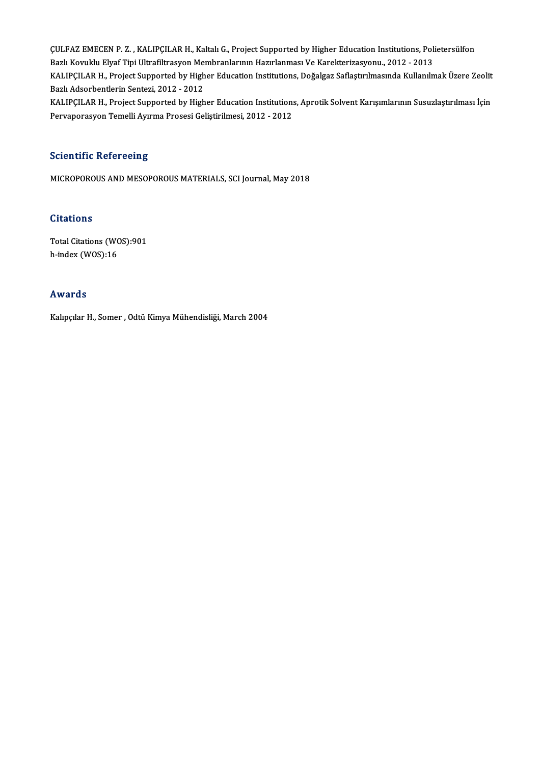ÇULFAZ EMECEN P. Z. , KALIPÇILAR H., Kaltalı G., Project Supported by Higher Education Institutions, Polietersülfon Bazlı Kovuklu Elyaf Tipi Ultrafiltrasyon Membranlarının Hazırlanması Ve Karekterizasyonu., 2012 - 2013

KALIPÇILAR H., Project Supported by Higher Education Institutions, Doğalgaz Saflaştırılmasında Kullanılmak Üzere Zeolit Bazlı Adsorbentlerin Sentezi, 2012 - 2012

KALIPÇILAR H., Project Supported by Higher Education Institutions, Aprotik Solvent Karışımlarının Susuzlaştırılması İçin Pervaporasyon Temelli Ayırma Prosesi Geliştirilmesi, 2012 - 2012

## Scientific Refereeing

MICROPOROUS AND MESOPOROUS MATERIALS, SCI Journal, May 2018

## Citations

Total Citations (WOS):901
h-index (WOS):16

## Awards

Kalıpçılar H., Somer , Odtü Kimya Mühendisliği, March 2004